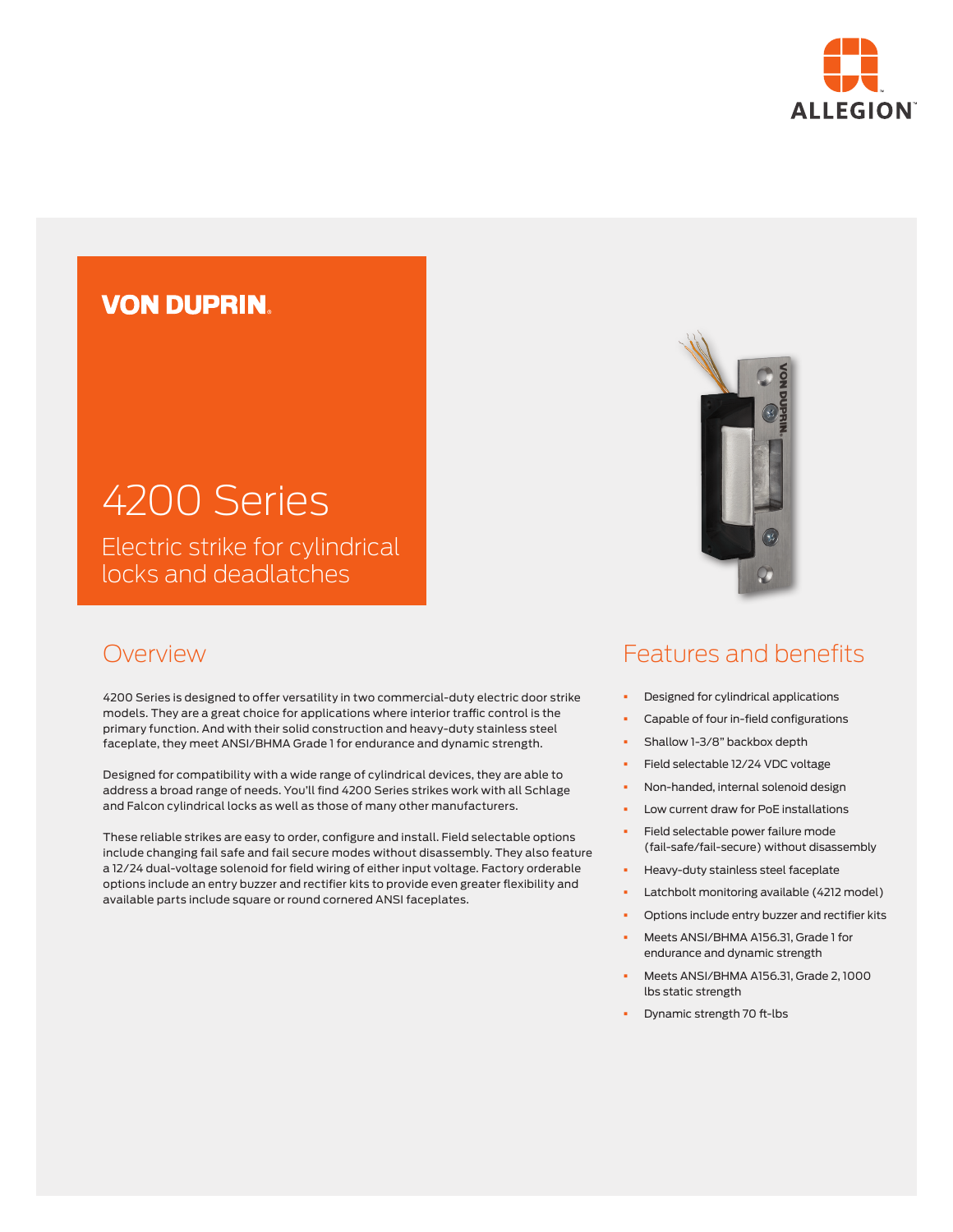ALLEGION

VON DUPRIN

# 4200 Series

Electric strike for cylindrical locks and deadlatches

## Overview

4200 Series is designed to offer versatility in two commercial-duty electric door strike models. They are a great choice for applications where interior traffic control is the primary function. And with their solid construction and heavy-duty stainless steel faceplate, they meet ANSI/BHMA Grade 1 for endurance and dynamic strength.

Designed for compatibility with a wide range of cylindrical devices, they are able to address a broad range of needs. You'll find 4200 Series strikes work with all Schlage and Falcon cylindrical locks as well as those of many other manufacturers.

These reliable strikes are easy to order, configure and install. Field selectable options include changing fail safe and fail secure modes without disassembly. They also feature a 12/24 dual-voltage solenoid for field wiring of either input voltage. Factory orderable options include an entry buzzer and rectifier kits to provide even greater flexibility and available parts include square or round cornered ANSI faceplates.

## Features and benefits

- Designed for cylindrical applications
- Capable of four in-field configurations
- Shallow 1-3/8" backbox depth
- Field selectable 12/24 VDC voltage
- Non-handed, internal solenoid design
- Low current draw for PoE installations
- Field selectable power failure mode (fail-safe/fail-secure) without disassembly
- Heavy-duty stainless steel faceplate
- Latchbolt monitoring available (4212 model)
- Options include entry buzzer and rectifier kits
- Meets ANSI/BHMA A156.31, Grade 1 for endurance and dynamic strength
- Meets ANSI/BHMA A156.31, Grade 2, 1000 lbs static strength
- Dynamic strength 70 ft-lbs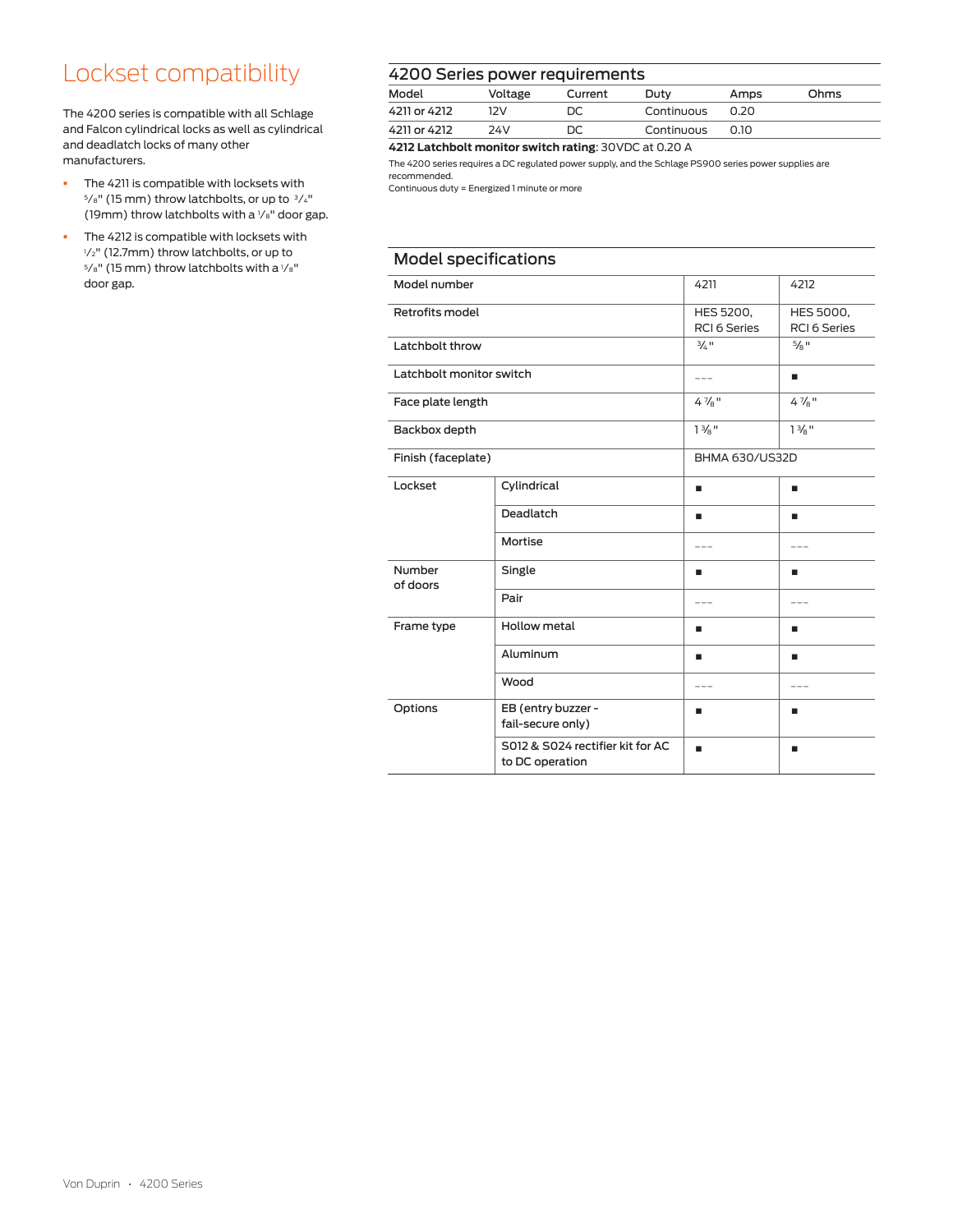# Lockset compatibility

The 4200 series is compatible with all Schlage and Falcon cylindrical locks as well as cylindrical and deadlatch locks of many other manufacturers.

- The 4211 is compatible with locksets with ⅝" (15 mm) throw latchbolts, or up to ¾" (19mm) throw latchbolts with a ⅛" door gap.
- The 4212 is compatible with locksets with ½" (12.7mm) throw latchbolts, or up to ⅝" (15 mm) throw latchbolts with a ⅛" door gap.

## 4200 Series power requirements

| Model | Voltage | Current | Duty | Amps | Ohms |
|---|---|---|---|---|---|
| 4211 or 4212 | 12V | DC | Continuous | 0.20 | |
| 4211 or 4212 | 24V | DC | Continuous | 0.10 | |

**4212 Latchbolt monitor switch rating**: 30VDC at 0.20 A

The 4200 series requires a DC regulated power supply, and the Schlage PS900 series power supplies are recommended.
Continuous duty = Energized 1 minute or more

## Model specifications

| Model number | | 4211 | 4212 |
|---|---|---|---|
| Retrofits model | | HES 5200, RCI 6 Series | HES 5000, RCI 6 Series |
| Latchbolt throw | | ¾" | ⅝" |
| Latchbolt monitor switch | | --- | ■ |
| Face plate length | | 4 ⅞" | 4 ⅞" |
| Backbox depth | | 1 ⅜" | 1 ⅜" |
| Finish (faceplate) | | BHMA 630/US32D | |
| Lockset | Cylindrical | ■ | ■ |
| | Deadlatch | ■ | ■ |
| | Mortise | --- | --- |
| Number of doors | Single | ■ | ■ |
| | Pair | --- | --- |
| Frame type | Hollow metal | ■ | ■ |
| | Aluminum | ■ | ■ |
| | Wood | --- | --- |
| Options | EB (entry buzzer - fail-secure only) | ■ | ■ |
| | S012 & S024 rectifier kit for AC to DC operation | ■ | ■ |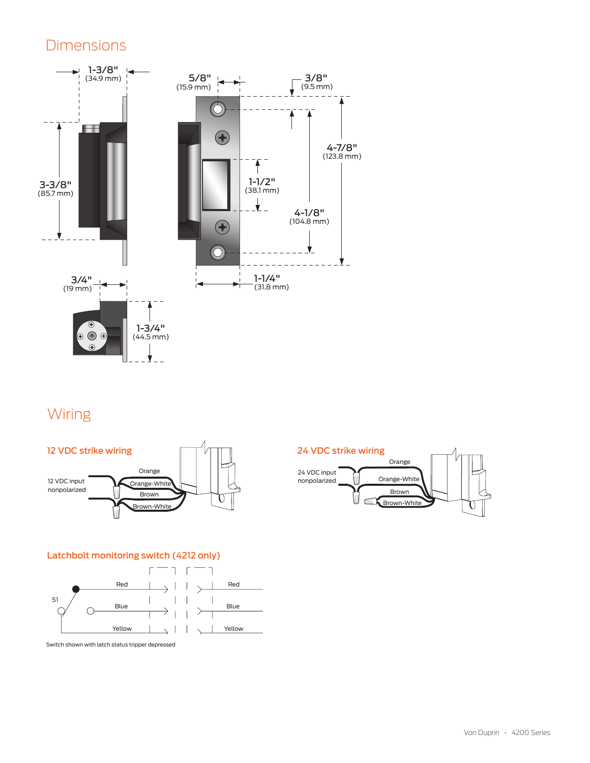## Dimensions

1-3/8" (34.9 mm)

5/8" (15.9 mm)

3/8" (9.5 mm)

4-7/8" (123.8 mm)

3-3/8" (85.7 mm)

1-1/2" (38.1 mm)

4-1/8" (104.8 mm)

3/4" (19 mm)

1-1/4" (31.8 mm)

1-3/4" (44.5 mm)

## Wiring

### 12 VDC strike wiring

12 VDC input nonpolarized

Orange

Orange-White

Brown

Brown-White

### 24 VDC strike wiring

24 VDC input nonpolarized

Orange

Orange-White

Brown

Brown-White

### Latchbolt monitoring switch (4212 only)

S1

Red — Red

Blue — Blue

Yellow — Yellow

Switch shown with latch status tripper depressed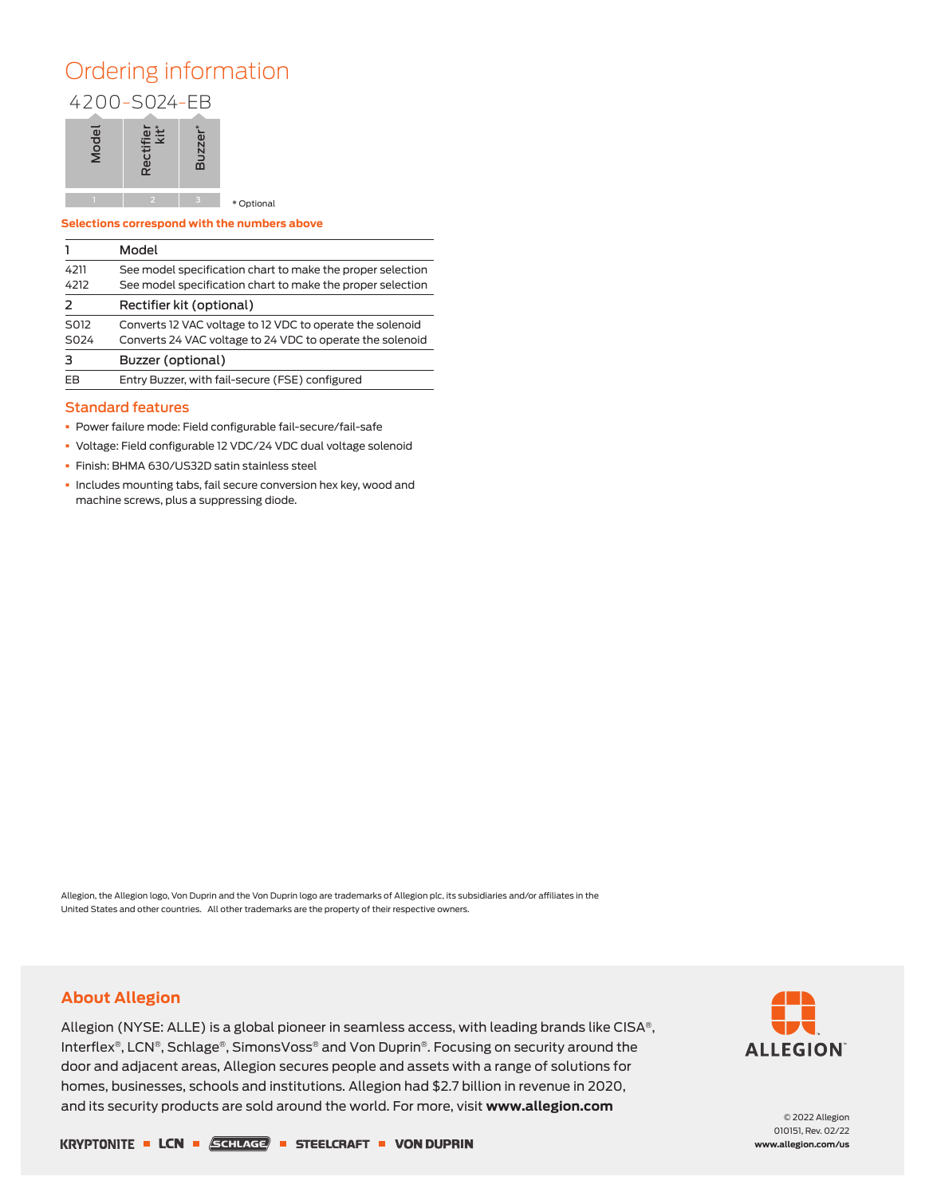## Ordering information

4200-S024-EB

| Model | Rectifier kit* | Buzzer* |
|---|---|---|
| 1 | 2 | 3 |

\* Optional

**Selections correspond with the numbers above**

| 1 | Model |
|---|---|
| 4211 | See model specification chart to make the proper selection |
| 4212 | See model specification chart to make the proper selection |
| **2** | **Rectifier kit (optional)** |
| S012 | Converts 12 VAC voltage to 12 VDC to operate the solenoid |
| S024 | Converts 24 VAC voltage to 24 VDC to operate the solenoid |
| **3** | **Buzzer (optional)** |
| EB | Entry Buzzer, with fail-secure (FSE) configured |

### Standard features

- Power failure mode: Field configurable fail-secure/fail-safe
- Voltage: Field configurable 12 VDC/24 VDC dual voltage solenoid
- Finish: BHMA 630/US32D satin stainless steel
- Includes mounting tabs, fail secure conversion hex key, wood and machine screws, plus a suppressing diode.

Allegion, the Allegion logo, Von Duprin and the Von Duprin logo are trademarks of Allegion plc, its subsidiaries and/or affiliates in the United States and other countries. All other trademarks are the property of their respective owners.

### About Allegion

Allegion (NYSE: ALLE) is a global pioneer in seamless access, with leading brands like CISA®, Interflex®, LCN®, Schlage®, SimonsVoss® and Von Duprin®. Focusing on security around the door and adjacent areas, Allegion secures people and assets with a range of solutions for homes, businesses, schools and institutions. Allegion had $2.7 billion in revenue in 2020, and its security products are sold around the world. For more, visit **www.allegion.com**

KRYPTONITE ▪ LCN ▪ SCHLAGE ▪ STEELCRAFT ▪ VON DUPRIN

ALLEGION™

© 2022 Allegion
010151, Rev. 02/22
**www.allegion.com/us**